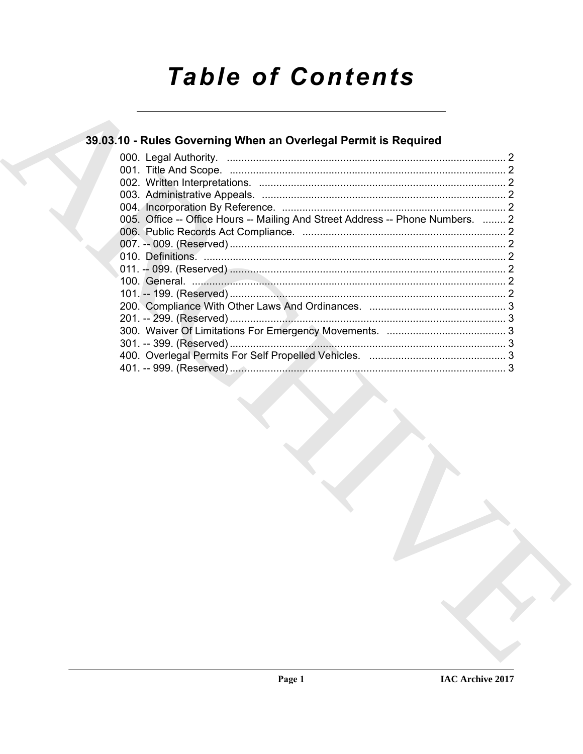# Table of Contents

## 39.03.10 - Rules Governing When an Overlegal Permit is Required

000. Legal Authority. ........................................................................................ 2
001. Title And Scope. ........................................................................................ 2
002. Written Interpretations. ........................................................................................ 2
003. Administrative Appeals. ........................................................................................ 2
004. Incorporation By Reference. ........................................................................................ 2
005. Office -- Office Hours -- Mailing And Street Address -- Phone Numbers. ........ 2
006. Public Records Act Compliance. ........................................................................................ 2
007. -- 009. (Reserved) ........................................................................................ 2
010. Definitions. ........................................................................................ 2
011. -- 099. (Reserved) ........................................................................................ 2
100. General. ........................................................................................ 2
101. -- 199. (Reserved) ........................................................................................ 2
200. Compliance With Other Laws And Ordinances. ........................................................................................ 3
201. -- 299. (Reserved) ........................................................................................ 3
300. Waiver Of Limitations For Emergency Movements. ........................................................................................ 3
301. -- 399. (Reserved) ........................................................................................ 3
400. Overlegal Permits For Self Propelled Vehicles. ........................................................................................ 3
401. -- 999. (Reserved) ........................................................................................ 3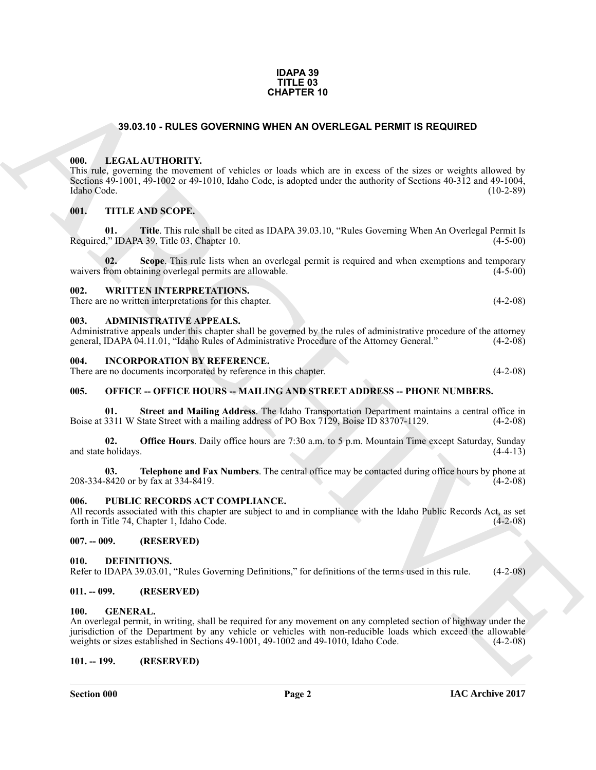**IDAPA 39**
**TITLE 03**
**CHAPTER 10**

# 39.03.10 - RULES GOVERNING WHEN AN OVERLEGAL PERMIT IS REQUIRED

## 000. LEGAL AUTHORITY.

This rule, governing the movement of vehicles or loads which are in excess of the sizes or weights allowed by Sections 49-1001, 49-1002 or 49-1010, Idaho Code, is adopted under the authority of Sections 40-312 and 49-1004, Idaho Code. (10-2-89)

## 001. TITLE AND SCOPE.

**01. Title**. This rule shall be cited as IDAPA 39.03.10, "Rules Governing When An Overlegal Permit Is Required," IDAPA 39, Title 03, Chapter 10. (4-5-00)

**02. Scope**. This rule lists when an overlegal permit is required and when exemptions and temporary waivers from obtaining overlegal permits are allowable. (4-5-00)

## 002. WRITTEN INTERPRETATIONS.

There are no written interpretations for this chapter. (4-2-08)

## 003. ADMINISTRATIVE APPEALS.

Administrative appeals under this chapter shall be governed by the rules of administrative procedure of the attorney general, IDAPA 04.11.01, "Idaho Rules of Administrative Procedure of the Attorney General." (4-2-08)

## 004. INCORPORATION BY REFERENCE.

There are no documents incorporated by reference in this chapter. (4-2-08)

## 005. OFFICE -- OFFICE HOURS -- MAILING AND STREET ADDRESS -- PHONE NUMBERS.

**01. Street and Mailing Address**. The Idaho Transportation Department maintains a central office in Boise at 3311 W State Street with a mailing address of PO Box 7129, Boise ID 83707-1129. (4-2-08)

**02. Office Hours**. Daily office hours are 7:30 a.m. to 5 p.m. Mountain Time except Saturday, Sunday and state holidays. (4-4-13)

**03. Telephone and Fax Numbers**. The central office may be contacted during office hours by phone at 208-334-8420 or by fax at 334-8419. (4-2-08)

## 006. PUBLIC RECORDS ACT COMPLIANCE.

All records associated with this chapter are subject to and in compliance with the Idaho Public Records Act, as set forth in Title 74, Chapter 1, Idaho Code. (4-2-08)

## 007. -- 009. (RESERVED)

## 010. DEFINITIONS.

Refer to IDAPA 39.03.01, "Rules Governing Definitions," for definitions of the terms used in this rule. (4-2-08)

## 011. -- 099. (RESERVED)

## 100. GENERAL.

An overlegal permit, in writing, shall be required for any movement on any completed section of highway under the jurisdiction of the Department by any vehicle or vehicles with non-reducible loads which exceed the allowable weights or sizes established in Sections 49-1001, 49-1002 and 49-1010, Idaho Code. (4-2-08)

## 101. -- 199. (RESERVED)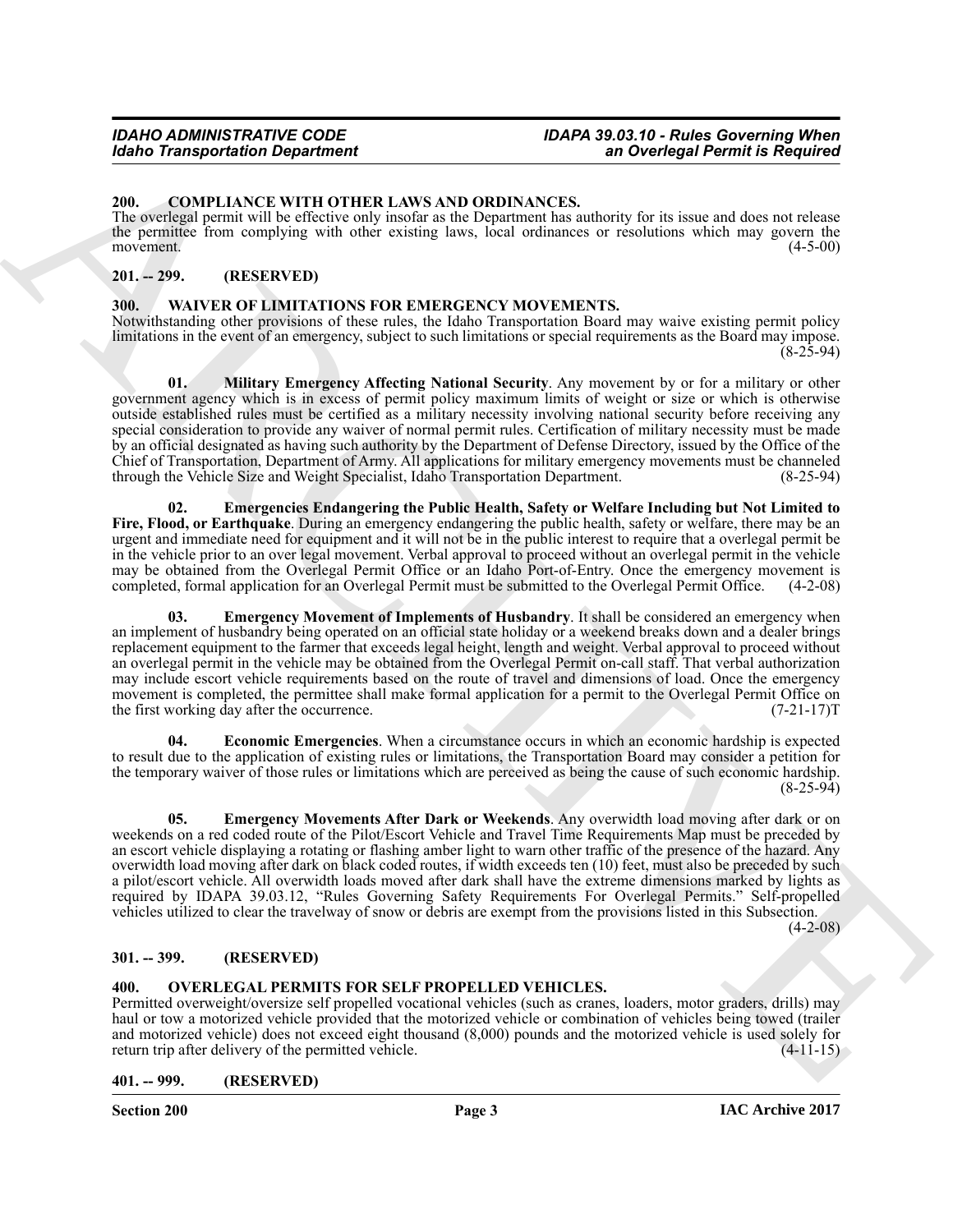### 200. COMPLIANCE WITH OTHER LAWS AND ORDINANCES.

The overlegal permit will be effective only insofar as the Department has authority for its issue and does not release the permittee from complying with other existing laws, local ordinances or resolutions which may govern the movement. (4-5-00)

### 201. -- 299. (RESERVED)

### 300. WAIVER OF LIMITATIONS FOR EMERGENCY MOVEMENTS.

Notwithstanding other provisions of these rules, the Idaho Transportation Board may waive existing permit policy limitations in the event of an emergency, subject to such limitations or special requirements as the Board may impose. (8-25-94)

**01. Military Emergency Affecting National Security**. Any movement by or for a military or other government agency which is in excess of permit policy maximum limits of weight or size or which is otherwise outside established rules must be certified as a military necessity involving national security before receiving any special consideration to provide any waiver of normal permit rules. Certification of military necessity must be made by an official designated as having such authority by the Department of Defense Directory, issued by the Office of the Chief of Transportation, Department of Army. All applications for military emergency movements must be channeled through the Vehicle Size and Weight Specialist, Idaho Transportation Department. (8-25-94)

**02. Emergencies Endangering the Public Health, Safety or Welfare Including but Not Limited to Fire, Flood, or Earthquake**. During an emergency endangering the public health, safety or welfare, there may be an urgent and immediate need for equipment and it will not be in the public interest to require that a overlegal permit be in the vehicle prior to an over legal movement. Verbal approval to proceed without an overlegal permit in the vehicle may be obtained from the Overlegal Permit Office or an Idaho Port-of-Entry. Once the emergency movement is completed, formal application for an Overlegal Permit must be submitted to the Overlegal Permit Office. (4-2-08)

**03. Emergency Movement of Implements of Husbandry**. It shall be considered an emergency when an implement of husbandry being operated on an official state holiday or a weekend breaks down and a dealer brings replacement equipment to the farmer that exceeds legal height, length and weight. Verbal approval to proceed without an overlegal permit in the vehicle may be obtained from the Overlegal Permit on-call staff. That verbal authorization may include escort vehicle requirements based on the route of travel and dimensions of load. Once the emergency movement is completed, the permittee shall make formal application for a permit to the Overlegal Permit Office on the first working day after the occurrence. (7-21-17)T

**04. Economic Emergencies**. When a circumstance occurs in which an economic hardship is expected to result due to the application of existing rules or limitations, the Transportation Board may consider a petition for the temporary waiver of those rules or limitations which are perceived as being the cause of such economic hardship. (8-25-94)

**05. Emergency Movements After Dark or Weekends**. Any overwidth load moving after dark or on weekends on a red coded route of the Pilot/Escort Vehicle and Travel Time Requirements Map must be preceded by an escort vehicle displaying a rotating or flashing amber light to warn other traffic of the presence of the hazard. Any overwidth load moving after dark on black coded routes, if width exceeds ten (10) feet, must also be preceded by such a pilot/escort vehicle. All overwidth loads moved after dark shall have the extreme dimensions marked by lights as required by IDAPA 39.03.12, "Rules Governing Safety Requirements For Overlegal Permits." Self-propelled vehicles utilized to clear the travelway of snow or debris are exempt from the provisions listed in this Subsection. (4-2-08)

### 301. -- 399. (RESERVED)

### 400. OVERLEGAL PERMITS FOR SELF PROPELLED VEHICLES.

Permitted overweight/oversize self propelled vocational vehicles (such as cranes, loaders, motor graders, drills) may haul or tow a motorized vehicle provided that the motorized vehicle or combination of vehicles being towed (trailer and motorized vehicle) does not exceed eight thousand (8,000) pounds and the motorized vehicle is used solely for return trip after delivery of the permitted vehicle. (4-11-15)

### 401. -- 999. (RESERVED)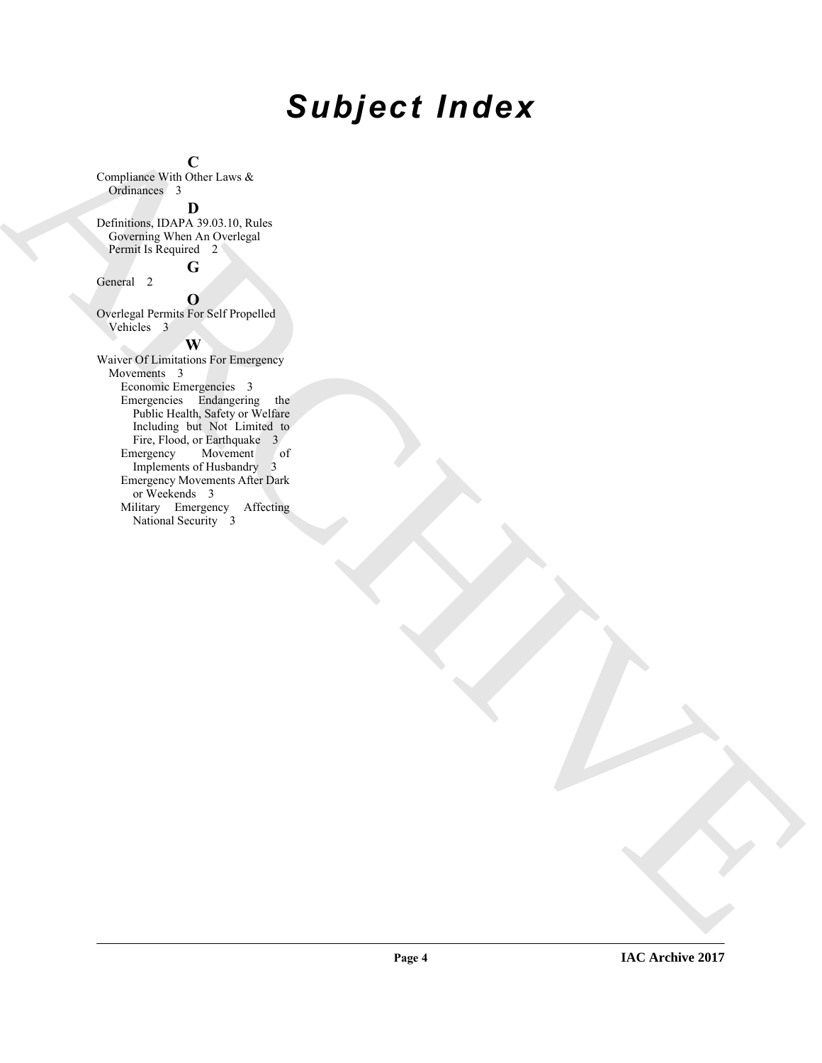# Subject Index

**C**

Compliance With Other Laws & Ordinances 3

**D**

Definitions, IDAPA 39.03.10, Rules Governing When An Overlegal Permit Is Required 2

**G**

General 2

**O**

Overlegal Permits For Self Propelled Vehicles 3

**W**

Waiver Of Limitations For Emergency Movements 3
- Economic Emergencies 3
- Emergencies Endangering the Public Health, Safety or Welfare Including but Not Limited to Fire, Flood, or Earthquake 3
- Emergency Movement of Implements of Husbandry 3
- Emergency Movements After Dark or Weekends 3
- Military Emergency Affecting National Security 3